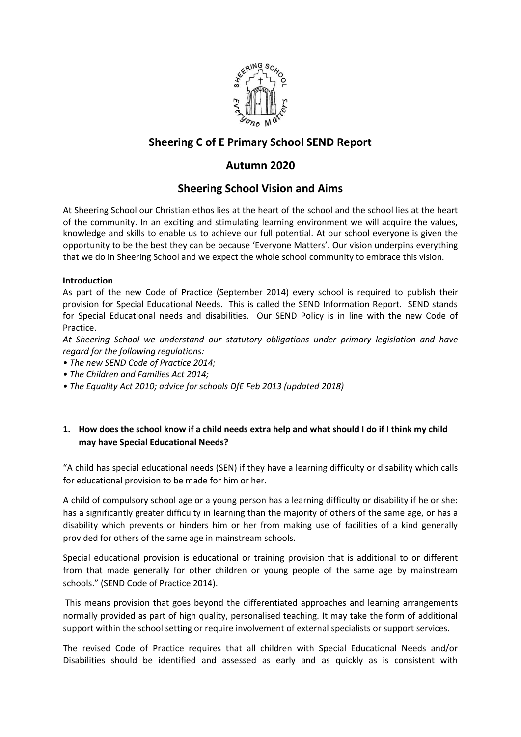# Sheering C of E Primary School SEND Report

## Autumn 2020

## Sheering School Vision and Aims

At Sheering School our Christian ethos lies at the heart of the school and the school lies at the heart of the community. In an exciting and stimulating learning environment we will acquire the values, knowledge and skills to enable us to achieve our full potential. At our school everyone is given the opportunity to be the best they can be because 'Everyone Matters'. Our vision underpins everything that we do in Sheering School and we expect the whole school community to embrace this vision.

**Introduction**

As part of the new Code of Practice (September 2014) every school is required to publish their provision for Special Educational Needs. This is called the SEND Information Report. SEND stands for Special Educational needs and disabilities. Our SEND Policy is in line with the new Code of Practice.

*At Sheering School we understand our statutory obligations under primary legislation and have regard for the following regulations:*

- *The new SEND Code of Practice 2014;*
- *The Children and Families Act 2014;*
- *The Equality Act 2010; advice for schools DfE Feb 2013 (updated 2018)*

**1. How does the school know if a child needs extra help and what should I do if I think my child may have Special Educational Needs?**

"A child has special educational needs (SEN) if they have a learning difficulty or disability which calls for educational provision to be made for him or her.

A child of compulsory school age or a young person has a learning difficulty or disability if he or she: has a significantly greater difficulty in learning than the majority of others of the same age, or has a disability which prevents or hinders him or her from making use of facilities of a kind generally provided for others of the same age in mainstream schools.

Special educational provision is educational or training provision that is additional to or different from that made generally for other children or young people of the same age by mainstream schools." (SEND Code of Practice 2014).

This means provision that goes beyond the differentiated approaches and learning arrangements normally provided as part of high quality, personalised teaching. It may take the form of additional support within the school setting or require involvement of external specialists or support services.

The revised Code of Practice requires that all children with Special Educational Needs and/or Disabilities should be identified and assessed as early and as quickly as is consistent with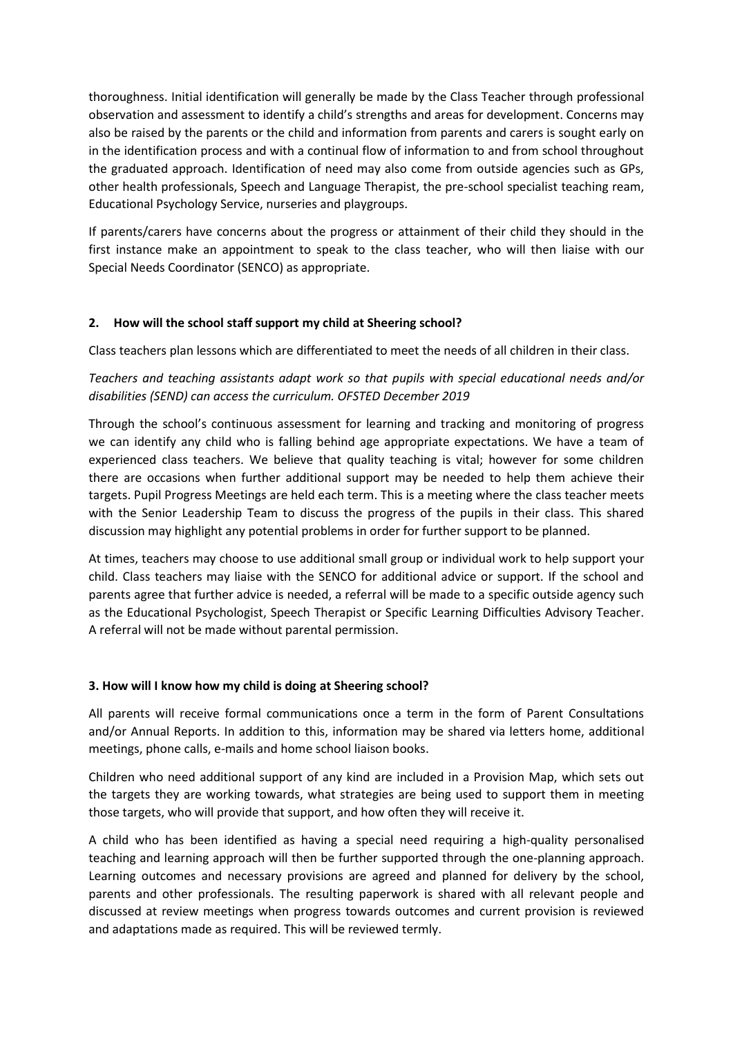thoroughness. Initial identification will generally be made by the Class Teacher through professional observation and assessment to identify a child's strengths and areas for development. Concerns may also be raised by the parents or the child and information from parents and carers is sought early on in the identification process and with a continual flow of information to and from school throughout the graduated approach. Identification of need may also come from outside agencies such as GPs, other health professionals, Speech and Language Therapist, the pre-school specialist teaching ream, Educational Psychology Service, nurseries and playgroups.

If parents/carers have concerns about the progress or attainment of their child they should in the first instance make an appointment to speak to the class teacher, who will then liaise with our Special Needs Coordinator (SENCO) as appropriate.

## 2. How will the school staff support my child at Sheering school?

Class teachers plan lessons which are differentiated to meet the needs of all children in their class.

*Teachers and teaching assistants adapt work so that pupils with special educational needs and/or disabilities (SEND) can access the curriculum. OFSTED December 2019*

Through the school's continuous assessment for learning and tracking and monitoring of progress we can identify any child who is falling behind age appropriate expectations. We have a team of experienced class teachers. We believe that quality teaching is vital; however for some children there are occasions when further additional support may be needed to help them achieve their targets. Pupil Progress Meetings are held each term. This is a meeting where the class teacher meets with the Senior Leadership Team to discuss the progress of the pupils in their class. This shared discussion may highlight any potential problems in order for further support to be planned.

At times, teachers may choose to use additional small group or individual work to help support your child. Class teachers may liaise with the SENCO for additional advice or support. If the school and parents agree that further advice is needed, a referral will be made to a specific outside agency such as the Educational Psychologist, Speech Therapist or Specific Learning Difficulties Advisory Teacher. A referral will not be made without parental permission.

## 3. How will I know how my child is doing at Sheering school?

All parents will receive formal communications once a term in the form of Parent Consultations and/or Annual Reports. In addition to this, information may be shared via letters home, additional meetings, phone calls, e-mails and home school liaison books.

Children who need additional support of any kind are included in a Provision Map, which sets out the targets they are working towards, what strategies are being used to support them in meeting those targets, who will provide that support, and how often they will receive it.

A child who has been identified as having a special need requiring a high-quality personalised teaching and learning approach will then be further supported through the one-planning approach. Learning outcomes and necessary provisions are agreed and planned for delivery by the school, parents and other professionals. The resulting paperwork is shared with all relevant people and discussed at review meetings when progress towards outcomes and current provision is reviewed and adaptations made as required. This will be reviewed termly.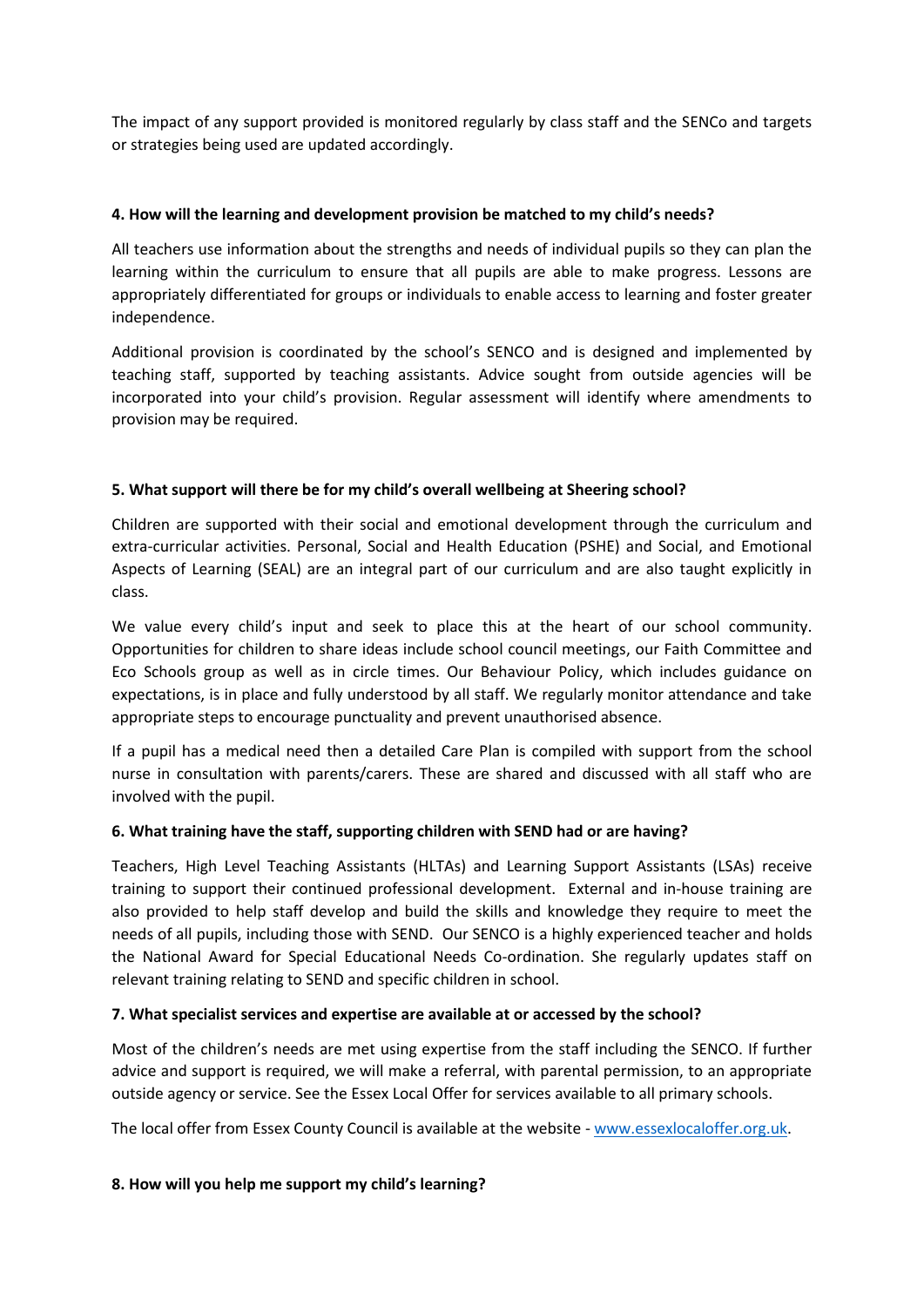The impact of any support provided is monitored regularly by class staff and the SENCo and targets or strategies being used are updated accordingly.

**4. How will the learning and development provision be matched to my child's needs?**

All teachers use information about the strengths and needs of individual pupils so they can plan the learning within the curriculum to ensure that all pupils are able to make progress. Lessons are appropriately differentiated for groups or individuals to enable access to learning and foster greater independence.

Additional provision is coordinated by the school's SENCO and is designed and implemented by teaching staff, supported by teaching assistants. Advice sought from outside agencies will be incorporated into your child's provision. Regular assessment will identify where amendments to provision may be required.

**5. What support will there be for my child's overall wellbeing at Sheering school?**

Children are supported with their social and emotional development through the curriculum and extra-curricular activities. Personal, Social and Health Education (PSHE) and Social, and Emotional Aspects of Learning (SEAL) are an integral part of our curriculum and are also taught explicitly in class.

We value every child's input and seek to place this at the heart of our school community. Opportunities for children to share ideas include school council meetings, our Faith Committee and Eco Schools group as well as in circle times. Our Behaviour Policy, which includes guidance on expectations, is in place and fully understood by all staff. We regularly monitor attendance and take appropriate steps to encourage punctuality and prevent unauthorised absence.

If a pupil has a medical need then a detailed Care Plan is compiled with support from the school nurse in consultation with parents/carers. These are shared and discussed with all staff who are involved with the pupil.

**6. What training have the staff, supporting children with SEND had or are having?**

Teachers, High Level Teaching Assistants (HLTAs) and Learning Support Assistants (LSAs) receive training to support their continued professional development. External and in-house training are also provided to help staff develop and build the skills and knowledge they require to meet the needs of all pupils, including those with SEND. Our SENCO is a highly experienced teacher and holds the National Award for Special Educational Needs Co-ordination. She regularly updates staff on relevant training relating to SEND and specific children in school.

**7. What specialist services and expertise are available at or accessed by the school?**

Most of the children's needs are met using expertise from the staff including the SENCO. If further advice and support is required, we will make a referral, with parental permission, to an appropriate outside agency or service. See the Essex Local Offer for services available to all primary schools.

The local offer from Essex County Council is available at the website - [www.essexlocaloffer.org.uk](http://www.essexlocaloffer.org.uk).

**8. How will you help me support my child's learning?**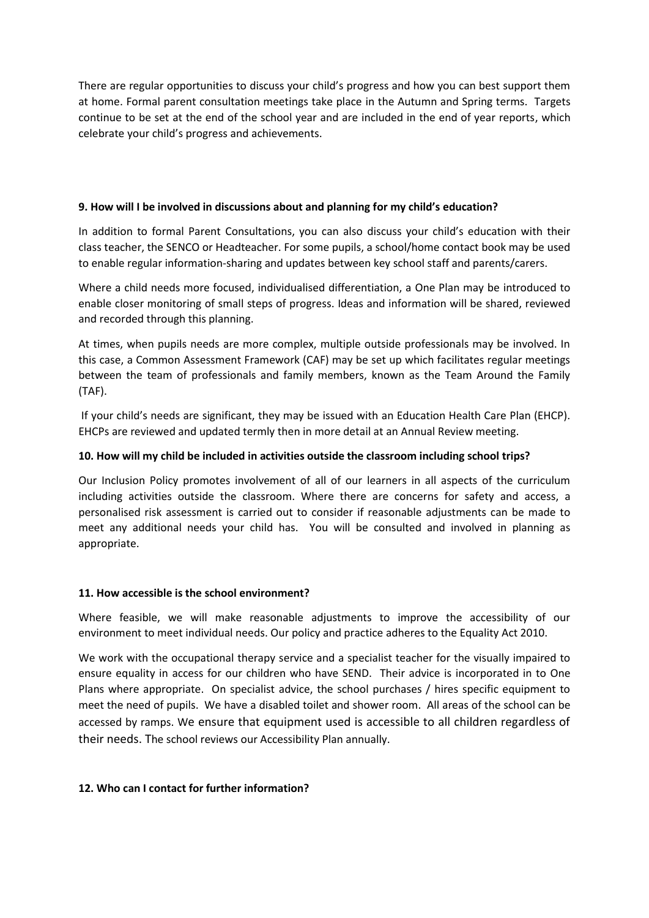There are regular opportunities to discuss your child's progress and how you can best support them at home. Formal parent consultation meetings take place in the Autumn and Spring terms. Targets continue to be set at the end of the school year and are included in the end of year reports, which celebrate your child's progress and achievements.

**9. How will I be involved in discussions about and planning for my child's education?**

In addition to formal Parent Consultations, you can also discuss your child's education with their class teacher, the SENCO or Headteacher. For some pupils, a school/home contact book may be used to enable regular information-sharing and updates between key school staff and parents/carers.

Where a child needs more focused, individualised differentiation, a One Plan may be introduced to enable closer monitoring of small steps of progress. Ideas and information will be shared, reviewed and recorded through this planning.

At times, when pupils needs are more complex, multiple outside professionals may be involved. In this case, a Common Assessment Framework (CAF) may be set up which facilitates regular meetings between the team of professionals and family members, known as the Team Around the Family (TAF).

If your child's needs are significant, they may be issued with an Education Health Care Plan (EHCP). EHCPs are reviewed and updated termly then in more detail at an Annual Review meeting.

**10. How will my child be included in activities outside the classroom including school trips?**

Our Inclusion Policy promotes involvement of all of our learners in all aspects of the curriculum including activities outside the classroom. Where there are concerns for safety and access, a personalised risk assessment is carried out to consider if reasonable adjustments can be made to meet any additional needs your child has. You will be consulted and involved in planning as appropriate.

**11. How accessible is the school environment?**

Where feasible, we will make reasonable adjustments to improve the accessibility of our environment to meet individual needs. Our policy and practice adheres to the Equality Act 2010.

We work with the occupational therapy service and a specialist teacher for the visually impaired to ensure equality in access for our children who have SEND. Their advice is incorporated in to One Plans where appropriate. On specialist advice, the school purchases / hires specific equipment to meet the need of pupils. We have a disabled toilet and shower room. All areas of the school can be accessed by ramps. We ensure that equipment used is accessible to all children regardless of their needs. The school reviews our Accessibility Plan annually.

**12. Who can I contact for further information?**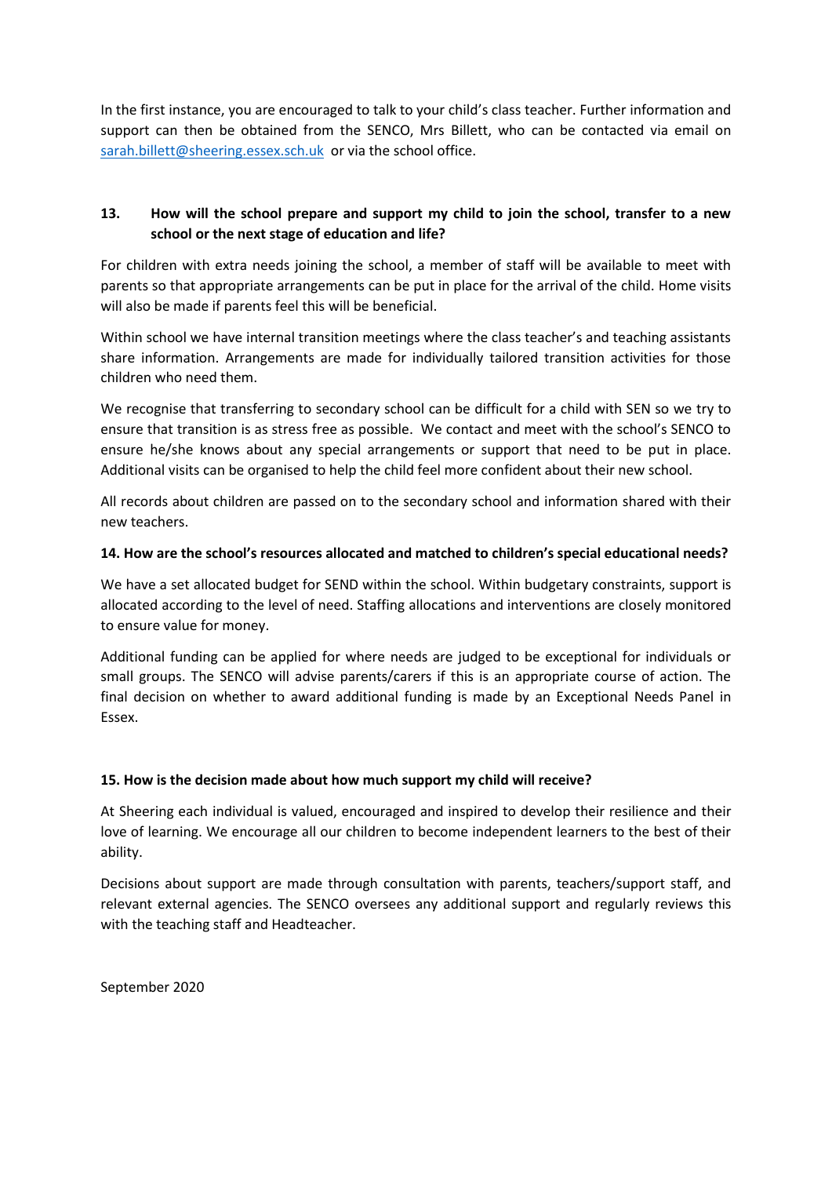In the first instance, you are encouraged to talk to your child's class teacher. Further information and support can then be obtained from the SENCO, Mrs Billett, who can be contacted via email on [sarah.billett@sheering.essex.sch.uk](mailto:sarah.billett@sheering.essex.sch.uk) or via the school office.

## 13. How will the school prepare and support my child to join the school, transfer to a new school or the next stage of education and life?

For children with extra needs joining the school, a member of staff will be available to meet with parents so that appropriate arrangements can be put in place for the arrival of the child. Home visits will also be made if parents feel this will be beneficial.

Within school we have internal transition meetings where the class teacher's and teaching assistants share information. Arrangements are made for individually tailored transition activities for those children who need them.

We recognise that transferring to secondary school can be difficult for a child with SEN so we try to ensure that transition is as stress free as possible. We contact and meet with the school's SENCO to ensure he/she knows about any special arrangements or support that need to be put in place. Additional visits can be organised to help the child feel more confident about their new school.

All records about children are passed on to the secondary school and information shared with their new teachers.

## 14. How are the school's resources allocated and matched to children's special educational needs?

We have a set allocated budget for SEND within the school. Within budgetary constraints, support is allocated according to the level of need. Staffing allocations and interventions are closely monitored to ensure value for money.

Additional funding can be applied for where needs are judged to be exceptional for individuals or small groups. The SENCO will advise parents/carers if this is an appropriate course of action. The final decision on whether to award additional funding is made by an Exceptional Needs Panel in Essex.

## 15. How is the decision made about how much support my child will receive?

At Sheering each individual is valued, encouraged and inspired to develop their resilience and their love of learning. We encourage all our children to become independent learners to the best of their ability.

Decisions about support are made through consultation with parents, teachers/support staff, and relevant external agencies. The SENCO oversees any additional support and regularly reviews this with the teaching staff and Headteacher.

September 2020